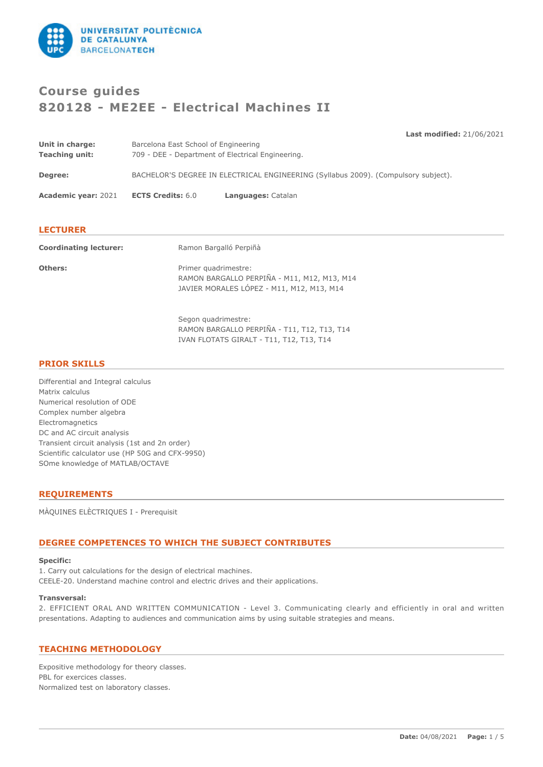# Course guides
# 820128 - ME2EE - Electrical Machines II

**Last modified:** 21/06/2021

**Unit in charge:** Barcelona East School of Engineering
**Teaching unit:** 709 - DEE - Department of Electrical Engineering.

**Degree:** BACHELOR'S DEGREE IN ELECTRICAL ENGINEERING (Syllabus 2009). (Compulsory subject).

**Academic year:** 2021 **ECTS Credits:** 6.0 **Languages:** Catalan

## LECTURER

**Coordinating lecturer:** Ramon Bargalló Perpiñà

**Others:**
Primer quadrimestre:
RAMON BARGALLO PERPIÑA - M11, M12, M13, M14
JAVIER MORALES LÓPEZ - M11, M12, M13, M14

Segon quadrimestre:
RAMON BARGALLO PERPIÑA - T11, T12, T13, T14
IVAN FLOTATS GIRALT - T11, T12, T13, T14

## PRIOR SKILLS

Differential and Integral calculus
Matrix calculus
Numerical resolution of ODE
Complex number algebra
Electromagnetics
DC and AC circuit analysis
Transient circuit analysis (1st and 2n order)
Scientific calculator use (HP 50G and CFX-9950)
SOme knowledge of MATLAB/OCTAVE

## REQUIREMENTS

MÀQUINES ELÈCTRIQUES I - Prerequisit

## DEGREE COMPETENCES TO WHICH THE SUBJECT CONTRIBUTES

**Specific:**
1. Carry out calculations for the design of electrical machines.
CEELE-20. Understand machine control and electric drives and their applications.

**Transversal:**
2. EFFICIENT ORAL AND WRITTEN COMMUNICATION - Level 3. Communicating clearly and efficiently in oral and written presentations. Adapting to audiences and communication aims by using suitable strategies and means.

## TEACHING METHODOLOGY

Expositive methodology for theory classes.
PBL for exercices classes.
Normalized test on laboratory classes.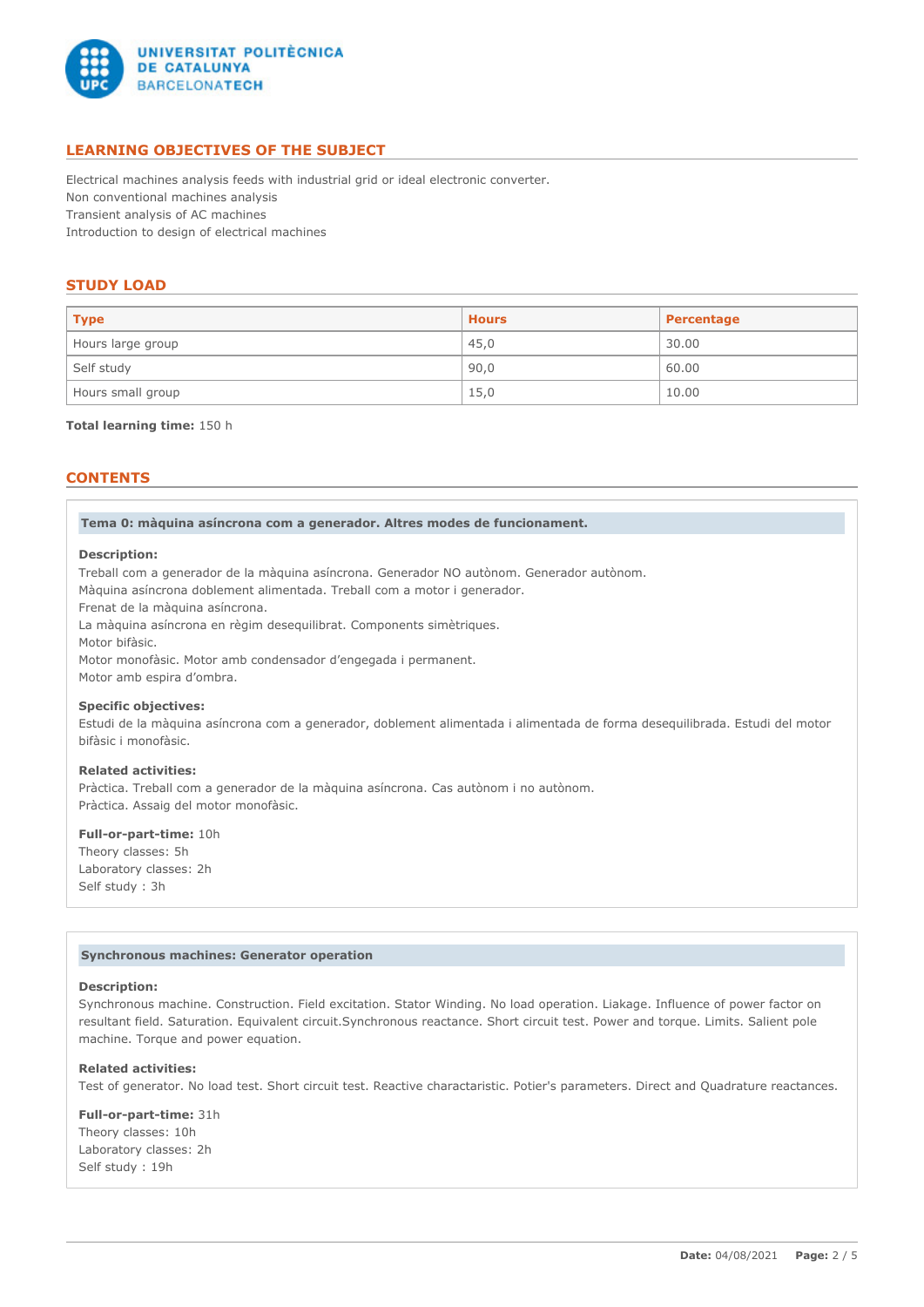## LEARNING OBJECTIVES OF THE SUBJECT

Electrical machines analysis feeds with industrial grid or ideal electronic converter.
Non conventional machines analysis
Transient analysis of AC machines
Introduction to design of electrical machines

## STUDY LOAD

| Type | Hours | Percentage |
|---|---|---|
| Hours large group | 45,0 | 30.00 |
| Self study | 90,0 | 60.00 |
| Hours small group | 15,0 | 10.00 |

**Total learning time:** 150 h

## CONTENTS

### Tema 0: màquina asíncrona com a generador. Altres modes de funcionament.

**Description:**
Treball com a generador de la màquina asíncrona. Generador NO autònom. Generador autònom.
Màquina asíncrona doblement alimentada. Treball com a motor i generador.
Frenat de la màquina asíncrona.
La màquina asíncrona en règim desequilibrat. Components simètriques.
Motor bifàsic.
Motor monofàsic. Motor amb condensador d'engegada i permanent.
Motor amb espira d'ombra.

**Specific objectives:**
Estudi de la màquina asíncrona com a generador, doblement alimentada i alimentada de forma desequilibrada. Estudi del motor bifàsic i monofàsic.

**Related activities:**
Pràctica. Treball com a generador de la màquina asíncrona. Cas autònom i no autònom.
Pràctica. Assaig del motor monofàsic.

**Full-or-part-time:** 10h
Theory classes: 5h
Laboratory classes: 2h
Self study : 3h

### Synchronous machines: Generator operation

**Description:**
Synchronous machine. Construction. Field excitation. Stator Winding. No load operation. Liakage. Influence of power factor on resultant field. Saturation. Equivalent circuit.Synchronous reactance. Short circuit test. Power and torque. Limits. Salient pole machine. Torque and power equation.

**Related activities:**
Test of generator. No load test. Short circuit test. Reactive charactaristic. Potier's parameters. Direct and Quadrature reactances.

**Full-or-part-time:** 31h
Theory classes: 10h
Laboratory classes: 2h
Self study : 19h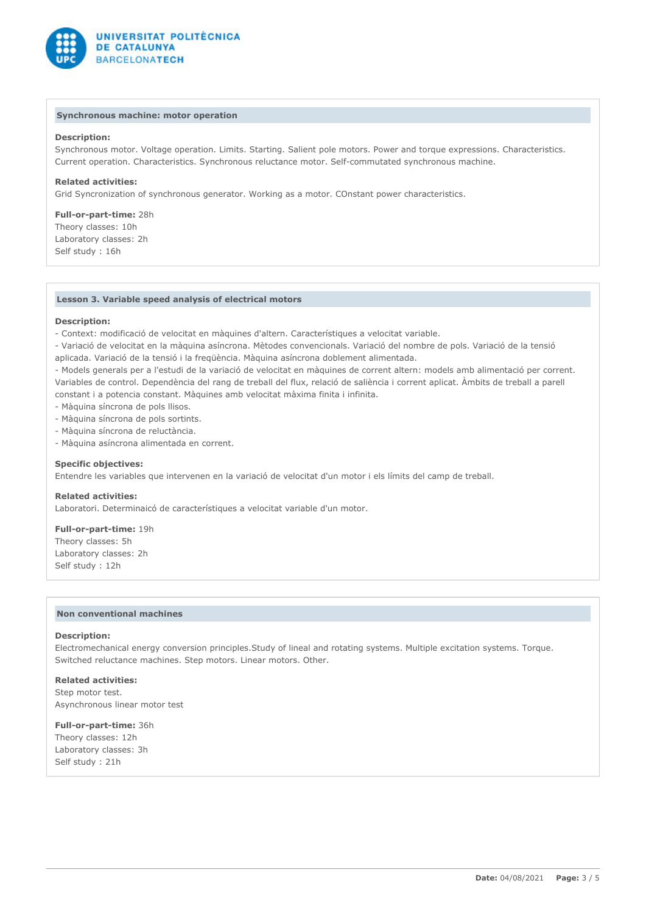### Synchronous machine: motor operation

**Description:**
Synchronous motor. Voltage operation. Limits. Starting. Salient pole motors. Power and torque expressions. Characteristics. Current operation. Characteristics. Synchronous reluctance motor. Self-commutated synchronous machine.

**Related activities:**
Grid Syncronization of synchronous generator. Working as a motor. COnstant power characteristics.

**Full-or-part-time:** 28h
Theory classes: 10h
Laboratory classes: 2h
Self study : 16h

### Lesson 3. Variable speed analysis of electrical motors

**Description:**
- Context: modificació de velocitat en màquines d'altern. Característiques a velocitat variable.
- Variació de velocitat en la màquina asíncrona. Mètodes convencionals. Variació del nombre de pols. Variació de la tensió aplicada. Variació de la tensió i la freqüència. Màquina asíncrona doblement alimentada.
- Models generals per a l'estudi de la variació de velocitat en màquines de corrent altern: models amb alimentació per corrent. Variables de control. Dependència del rang de treball del flux, relació de saliència i corrent aplicat. Àmbits de treball a parell constant i a potencia constant. Màquines amb velocitat màxima finita i infinita.
- Màquina síncrona de pols llisos.
- Màquina síncrona de pols sortints.
- Màquina síncrona de reluctància.
- Màquina asíncrona alimentada en corrent.

**Specific objectives:**
Entendre les variables que intervenen en la variació de velocitat d'un motor i els límits del camp de treball.

**Related activities:**
Laboratori. Determinaicó de característiques a velocitat variable d'un motor.

**Full-or-part-time:** 19h
Theory classes: 5h
Laboratory classes: 2h
Self study : 12h

### Non conventional machines

**Description:**
Electromechanical energy conversion principles.Study of lineal and rotating systems. Multiple excitation systems. Torque. Switched reluctance machines. Step motors. Linear motors. Other.

**Related activities:**
Step motor test.
Asynchronous linear motor test

**Full-or-part-time:** 36h
Theory classes: 12h
Laboratory classes: 3h
Self study : 21h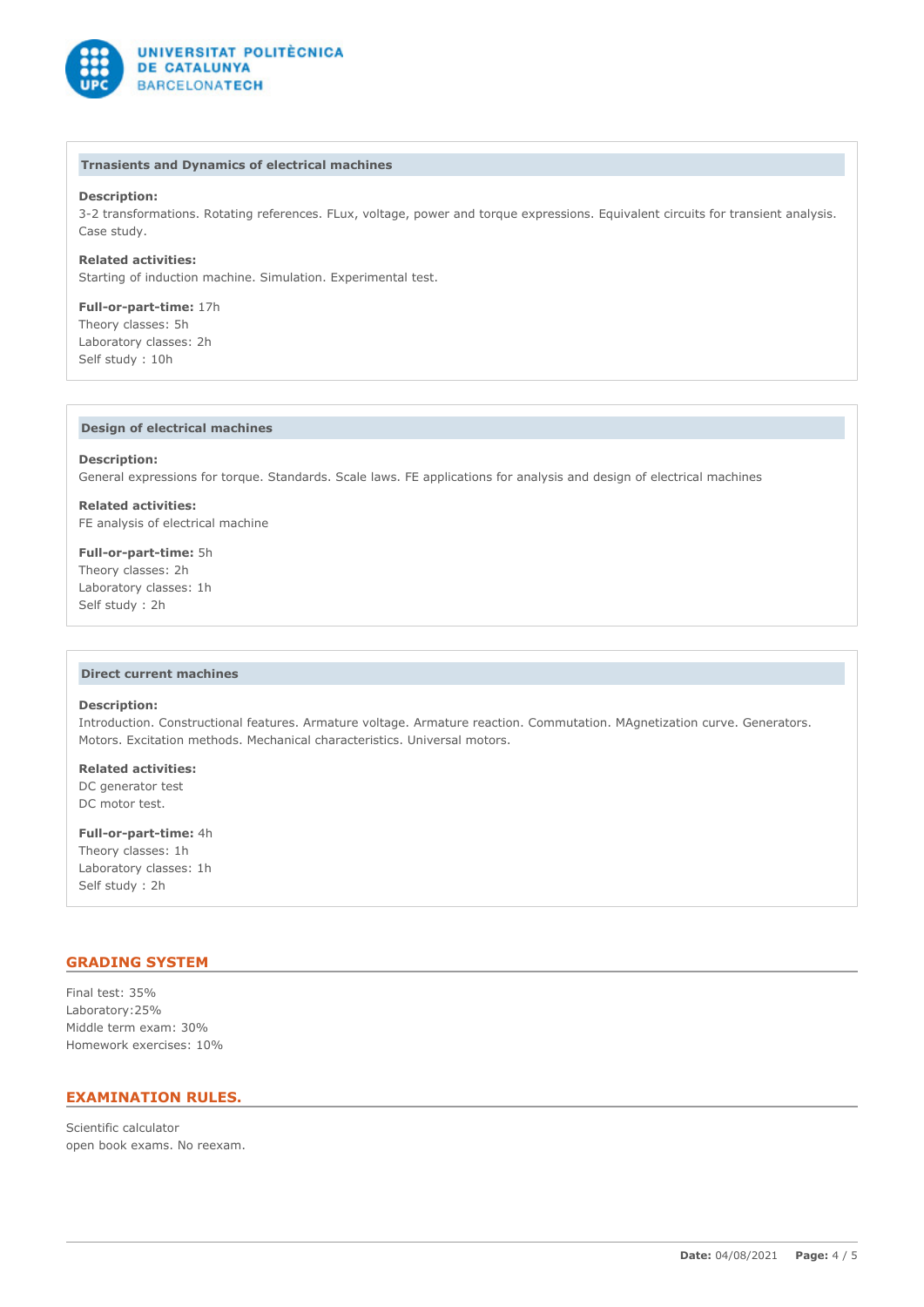### Trnasients and Dynamics of electrical machines

**Description:**
3-2 transformations. Rotating references. FLux, voltage, power and torque expressions. Equivalent circuits for transient analysis. Case study.

**Related activities:**
Starting of induction machine. Simulation. Experimental test.

**Full-or-part-time:** 17h
Theory classes: 5h
Laboratory classes: 2h
Self study : 10h

### Design of electrical machines

**Description:**
General expressions for torque. Standards. Scale laws. FE applications for analysis and design of electrical machines

**Related activities:**
FE analysis of electrical machine

**Full-or-part-time:** 5h
Theory classes: 2h
Laboratory classes: 1h
Self study : 2h

### Direct current machines

**Description:**
Introduction. Constructional features. Armature voltage. Armature reaction. Commutation. MAgnetization curve. Generators. Motors. Excitation methods. Mechanical characteristics. Universal motors.

**Related activities:**
DC generator test
DC motor test.

**Full-or-part-time:** 4h
Theory classes: 1h
Laboratory classes: 1h
Self study : 2h

## GRADING SYSTEM

Final test: 35%
Laboratory:25%
Middle term exam: 30%
Homework exercises: 10%

## EXAMINATION RULES.

Scientific calculator
open book exams. No reexam.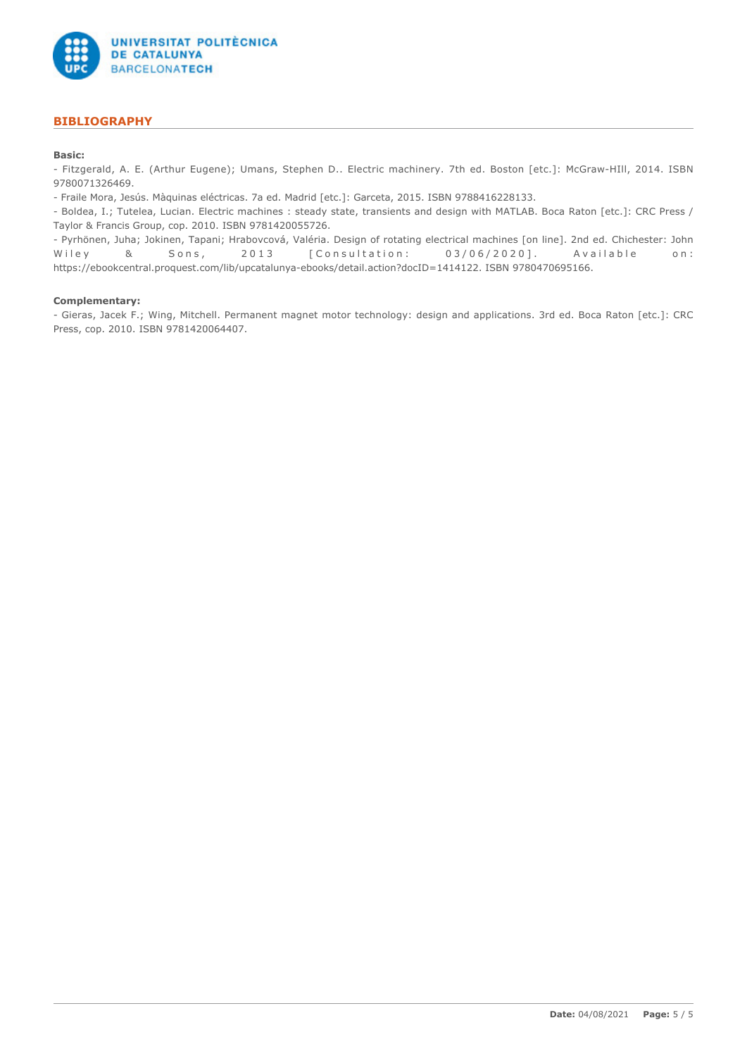## BIBLIOGRAPHY

**Basic:**

- Fitzgerald, A. E. (Arthur Eugene); Umans, Stephen D.. Electric machinery. 7th ed. Boston [etc.]: McGraw-HIll, 2014. ISBN 9780071326469.
- Fraile Mora, Jesús. Màquinas eléctricas. 7a ed. Madrid [etc.]: Garceta, 2015. ISBN 9788416228133.
- Boldea, I.; Tutelea, Lucian. Electric machines : steady state, transients and design with MATLAB. Boca Raton [etc.]: CRC Press / Taylor & Francis Group, cop. 2010. ISBN 9781420055726.
- Pyrhönen, Juha; Jokinen, Tapani; Hrabovcová, Valéria. Design of rotating electrical machines [on line]. 2nd ed. Chichester: John Wiley & Sons, 2013 [Consultation: 03/06/2020]. Available on: https://ebookcentral.proquest.com/lib/upcatalunya-ebooks/detail.action?docID=1414122. ISBN 9780470695166.

**Complementary:**

- Gieras, Jacek F.; Wing, Mitchell. Permanent magnet motor technology: design and applications. 3rd ed. Boca Raton [etc.]: CRC Press, cop. 2010. ISBN 9781420064407.